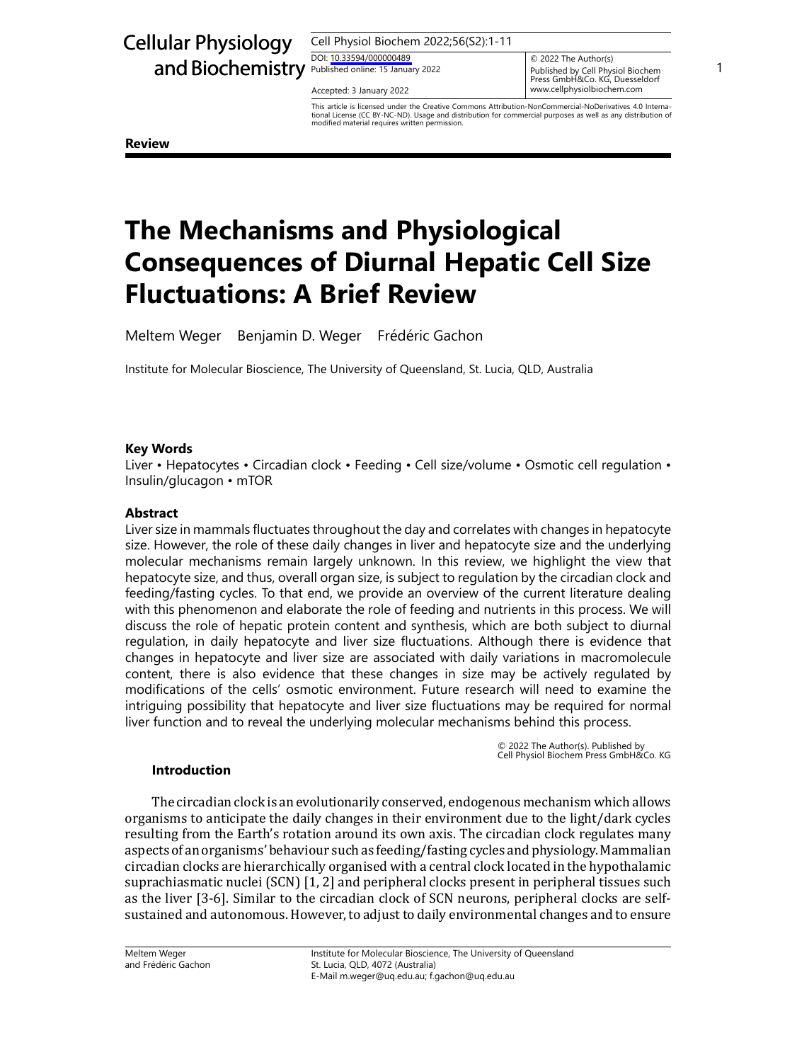**Review**

# The Mechanisms and Physiological Consequences of Diurnal Hepatic Cell Size Fluctuations: A Brief Review

Meltem Weger Benjamin D. Weger Frédéric Gachon

Institute for Molecular Bioscience, The University of Queensland, St. Lucia, QLD, Australia

### Key Words

Liver • Hepatocytes • Circadian clock • Feeding • Cell size/volume • Osmotic cell regulation • Insulin/glucagon • mTOR

### Abstract

Liver size in mammals fluctuates throughout the day and correlates with changes in hepatocyte size. However, the role of these daily changes in liver and hepatocyte size and the underlying molecular mechanisms remain largely unknown. In this review, we highlight the view that hepatocyte size, and thus, overall organ size, is subject to regulation by the circadian clock and feeding/fasting cycles. To that end, we provide an overview of the current literature dealing with this phenomenon and elaborate the role of feeding and nutrients in this process. We will discuss the role of hepatic protein content and synthesis, which are both subject to diurnal regulation, in daily hepatocyte and liver size fluctuations. Although there is evidence that changes in hepatocyte and liver size are associated with daily variations in macromolecule content, there is also evidence that these changes in size may be actively regulated by modifications of the cells' osmotic environment. Future research will need to examine the intriguing possibility that hepatocyte and liver size fluctuations may be required for normal liver function and to reveal the underlying molecular mechanisms behind this process.

© 2022 The Author(s). Published by Cell Physiol Biochem Press GmbH&Co. KG

## Introduction

The circadian clock is an evolutionarily conserved, endogenous mechanism which allows organisms to anticipate the daily changes in their environment due to the light/dark cycles resulting from the Earth's rotation around its own axis. The circadian clock regulates many aspects of an organisms' behaviour such as feeding/fasting cycles and physiology. Mammalian circadian clocks are hierarchically organised with a central clock located in the hypothalamic suprachiasmatic nuclei (SCN) [1, 2] and peripheral clocks present in peripheral tissues such as the liver [3-6]. Similar to the circadian clock of SCN neurons, peripheral clocks are self-sustained and autonomous. However, to adjust to daily environmental changes and to ensure

Meltem Weger and Frédéric Gachon

Institute for Molecular Bioscience, The University of Queensland St. Lucia, QLD, 4072 (Australia) E-Mail m.weger@uq.edu.au; f.gachon@uq.edu.au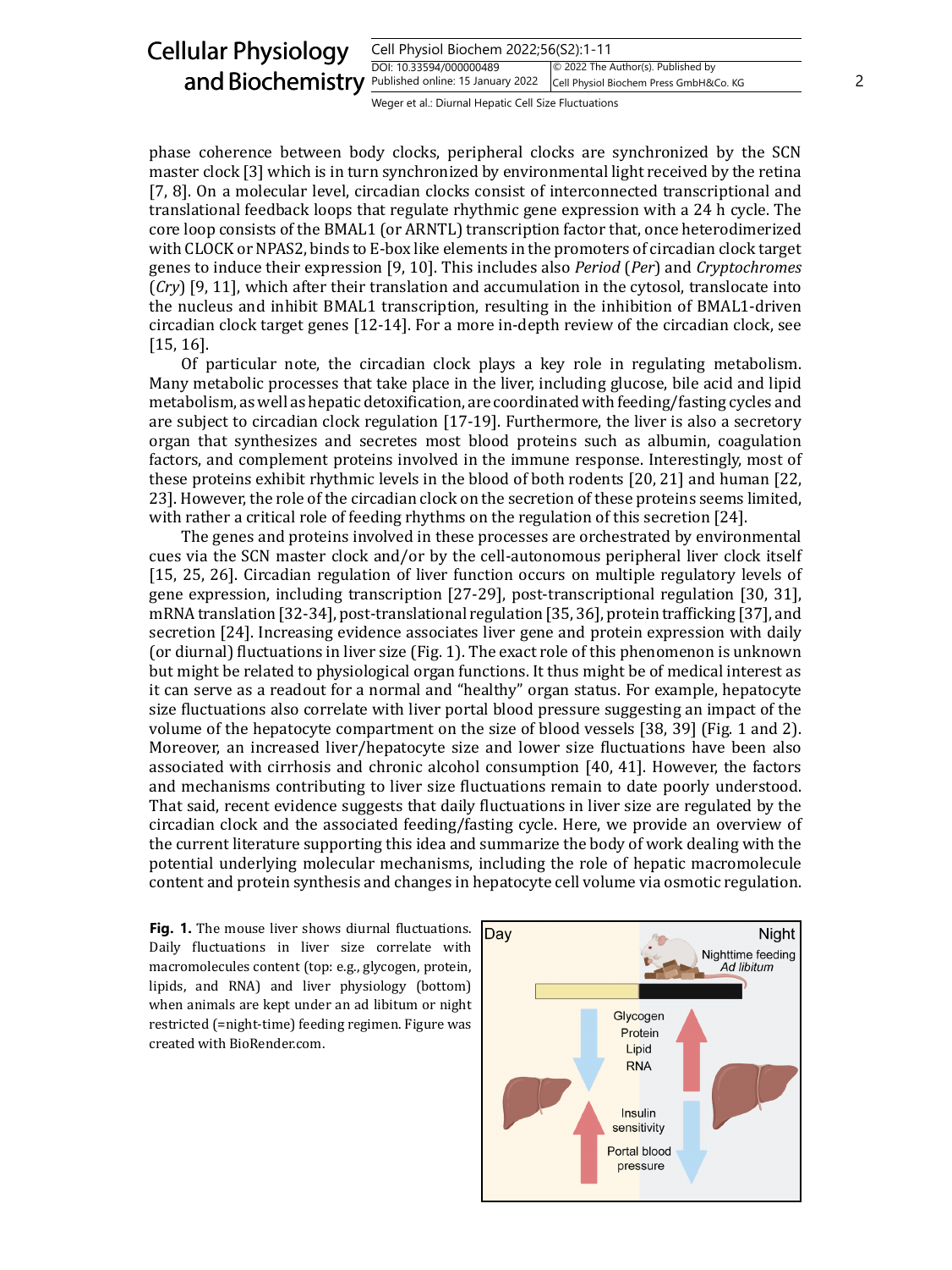phase coherence between body clocks, peripheral clocks are synchronized by the SCN master clock [3] which is in turn synchronized by environmental light received by the retina [7, 8]. On a molecular level, circadian clocks consist of interconnected transcriptional and translational feedback loops that regulate rhythmic gene expression with a 24 h cycle. The core loop consists of the BMAL1 (or ARNTL) transcription factor that, once heterodimerized with CLOCK or NPAS2, binds to E-box like elements in the promoters of circadian clock target genes to induce their expression [9, 10]. This includes also *Period* (*Per*) and *Cryptochromes* (*Cry*) [9, 11], which after their translation and accumulation in the cytosol, translocate into the nucleus and inhibit BMAL1 transcription, resulting in the inhibition of BMAL1-driven circadian clock target genes [12-14]. For a more in-depth review of the circadian clock, see [15, 16].

Of particular note, the circadian clock plays a key role in regulating metabolism. Many metabolic processes that take place in the liver, including glucose, bile acid and lipid metabolism, as well as hepatic detoxification, are coordinated with feeding/fasting cycles and are subject to circadian clock regulation [17-19]. Furthermore, the liver is also a secretory organ that synthesizes and secretes most blood proteins such as albumin, coagulation factors, and complement proteins involved in the immune response. Interestingly, most of these proteins exhibit rhythmic levels in the blood of both rodents [20, 21] and human [22, 23]. However, the role of the circadian clock on the secretion of these proteins seems limited, with rather a critical role of feeding rhythms on the regulation of this secretion [24].

The genes and proteins involved in these processes are orchestrated by environmental cues via the SCN master clock and/or by the cell-autonomous peripheral liver clock itself [15, 25, 26]. Circadian regulation of liver function occurs on multiple regulatory levels of gene expression, including transcription [27-29], post-transcriptional regulation [30, 31], mRNA translation [32-34], post-translational regulation [35, 36], protein trafficking [37], and secretion [24]. Increasing evidence associates liver gene and protein expression with daily (or diurnal) fluctuations in liver size (Fig. 1). The exact role of this phenomenon is unknown but might be related to physiological organ functions. It thus might be of medical interest as it can serve as a readout for a normal and "healthy" organ status. For example, hepatocyte size fluctuations also correlate with liver portal blood pressure suggesting an impact of the volume of the hepatocyte compartment on the size of blood vessels [38, 39] (Fig. 1 and 2). Moreover, an increased liver/hepatocyte size and lower size fluctuations have been also associated with cirrhosis and chronic alcohol consumption [40, 41]. However, the factors and mechanisms contributing to liver size fluctuations remain to date poorly understood. That said, recent evidence suggests that daily fluctuations in liver size are regulated by the circadian clock and the associated feeding/fasting cycle. Here, we provide an overview of the current literature supporting this idea and summarize the body of work dealing with the potential underlying molecular mechanisms, including the role of hepatic macromolecule content and protein synthesis and changes in hepatocyte cell volume via osmotic regulation.

**Fig. 1.** The mouse liver shows diurnal fluctuations. Daily fluctuations in liver size correlate with macromolecules content (top: e.g., glycogen, protein, lipids, and RNA) and liver physiology (bottom) when animals are kept under an ad libitum or night restricted (=night-time) feeding regimen. Figure was created with BioRender.com.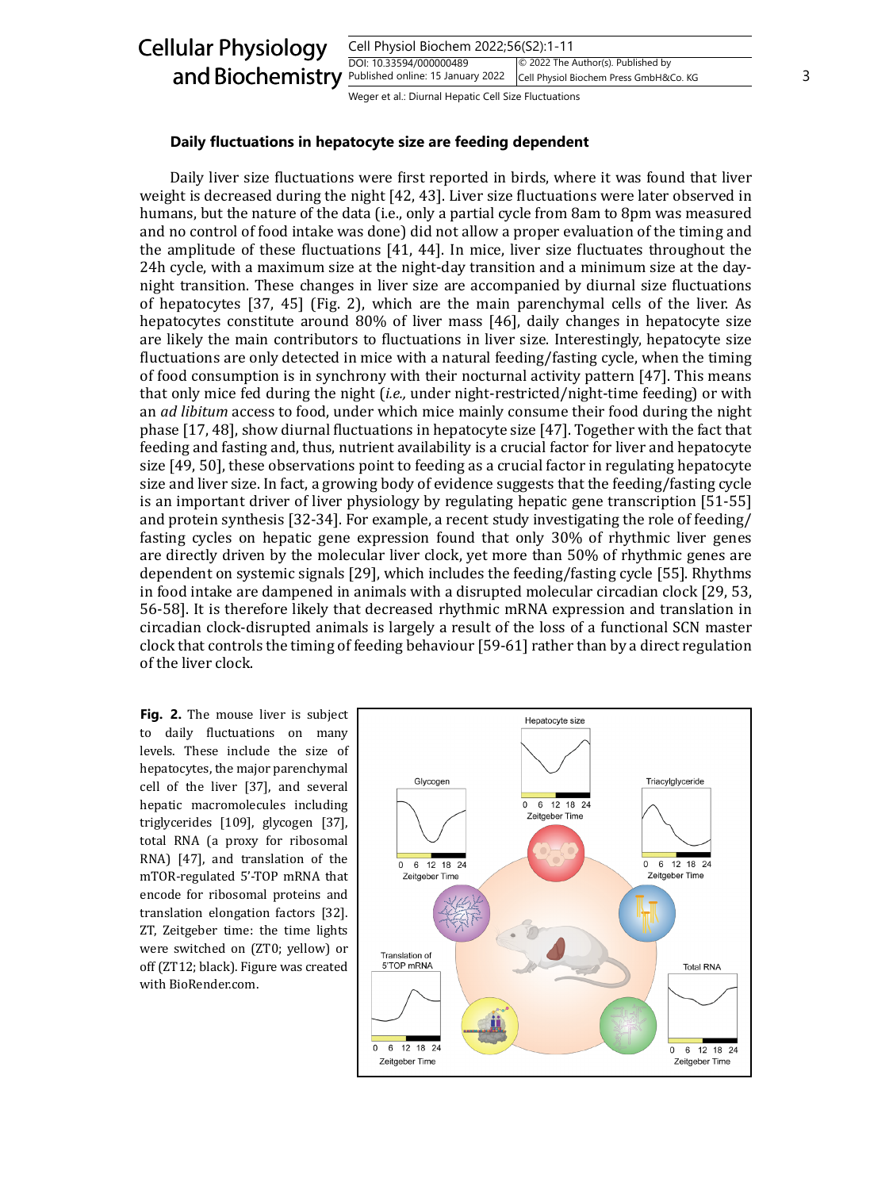### Daily fluctuations in hepatocyte size are feeding dependent

Daily liver size fluctuations were first reported in birds, where it was found that liver weight is decreased during the night [42, 43]. Liver size fluctuations were later observed in humans, but the nature of the data (i.e., only a partial cycle from 8am to 8pm was measured and no control of food intake was done) did not allow a proper evaluation of the timing and the amplitude of these fluctuations [41, 44]. In mice, liver size fluctuates throughout the 24h cycle, with a maximum size at the night-day transition and a minimum size at the day-night transition. These changes in liver size are accompanied by diurnal size fluctuations of hepatocytes [37, 45] (Fig. 2), which are the main parenchymal cells of the liver. As hepatocytes constitute around 80% of liver mass [46], daily changes in hepatocyte size are likely the main contributors to fluctuations in liver size. Interestingly, hepatocyte size fluctuations are only detected in mice with a natural feeding/fasting cycle, when the timing of food consumption is in synchrony with their nocturnal activity pattern [47]. This means that only mice fed during the night (*i.e.,* under night-restricted/night-time feeding) or with an *ad libitum* access to food, under which mice mainly consume their food during the night phase [17, 48], show diurnal fluctuations in hepatocyte size [47]. Together with the fact that feeding and fasting and, thus, nutrient availability is a crucial factor for liver and hepatocyte size [49, 50], these observations point to feeding as a crucial factor in regulating hepatocyte size and liver size. In fact, a growing body of evidence suggests that the feeding/fasting cycle is an important driver of liver physiology by regulating hepatic gene transcription [51-55] and protein synthesis [32-34]. For example, a recent study investigating the role of feeding/fasting cycles on hepatic gene expression found that only 30% of rhythmic liver genes are directly driven by the molecular liver clock, yet more than 50% of rhythmic genes are dependent on systemic signals [29], which includes the feeding/fasting cycle [55]. Rhythms in food intake are dampened in animals with a disrupted molecular circadian clock [29, 53, 56-58]. It is therefore likely that decreased rhythmic mRNA expression and translation in circadian clock-disrupted animals is largely a result of the loss of a functional SCN master clock that controls the timing of feeding behaviour [59-61] rather than by a direct regulation of the liver clock.

**Fig. 2.** The mouse liver is subject to daily fluctuations on many levels. These include the size of hepatocytes, the major parenchymal cell of the liver [37], and several hepatic macromolecules including triglycerides [109], glycogen [37], total RNA (a proxy for ribosomal RNA) [47], and translation of the mTOR-regulated 5'-TOP mRNA that encode for ribosomal proteins and translation elongation factors [32]. ZT, Zeitgeber time: the time lights were switched on (ZT0; yellow) or off (ZT12; black). Figure was created with BioRender.com.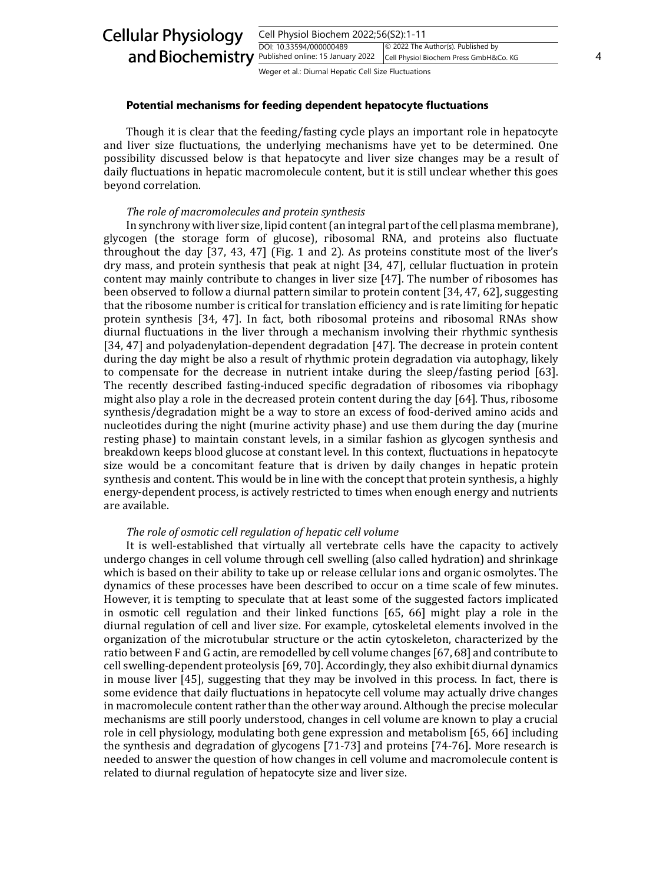### Potential mechanisms for feeding dependent hepatocyte fluctuations

Though it is clear that the feeding/fasting cycle plays an important role in hepatocyte and liver size fluctuations, the underlying mechanisms have yet to be determined. One possibility discussed below is that hepatocyte and liver size changes may be a result of daily fluctuations in hepatic macromolecule content, but it is still unclear whether this goes beyond correlation.

#### *The role of macromolecules and protein synthesis*

In synchrony with liver size, lipid content (an integral part of the cell plasma membrane), glycogen (the storage form of glucose), ribosomal RNA, and proteins also fluctuate throughout the day [37, 43, 47] (Fig. 1 and 2). As proteins constitute most of the liver's dry mass, and protein synthesis that peak at night [34, 47], cellular fluctuation in protein content may mainly contribute to changes in liver size [47]. The number of ribosomes has been observed to follow a diurnal pattern similar to protein content [34, 47, 62], suggesting that the ribosome number is critical for translation efficiency and is rate limiting for hepatic protein synthesis [34, 47]. In fact, both ribosomal proteins and ribosomal RNAs show diurnal fluctuations in the liver through a mechanism involving their rhythmic synthesis [34, 47] and polyadenylation-dependent degradation [47]. The decrease in protein content during the day might be also a result of rhythmic protein degradation via autophagy, likely to compensate for the decrease in nutrient intake during the sleep/fasting period [63]. The recently described fasting-induced specific degradation of ribosomes via ribophagy might also play a role in the decreased protein content during the day [64]. Thus, ribosome synthesis/degradation might be a way to store an excess of food-derived amino acids and nucleotides during the night (murine activity phase) and use them during the day (murine resting phase) to maintain constant levels, in a similar fashion as glycogen synthesis and breakdown keeps blood glucose at constant level. In this context, fluctuations in hepatocyte size would be a concomitant feature that is driven by daily changes in hepatic protein synthesis and content. This would be in line with the concept that protein synthesis, a highly energy-dependent process, is actively restricted to times when enough energy and nutrients are available.

#### *The role of osmotic cell regulation of hepatic cell volume*

It is well-established that virtually all vertebrate cells have the capacity to actively undergo changes in cell volume through cell swelling (also called hydration) and shrinkage which is based on their ability to take up or release cellular ions and organic osmolytes. The dynamics of these processes have been described to occur on a time scale of few minutes. However, it is tempting to speculate that at least some of the suggested factors implicated in osmotic cell regulation and their linked functions [65, 66] might play a role in the diurnal regulation of cell and liver size. For example, cytoskeletal elements involved in the organization of the microtubular structure or the actin cytoskeleton, characterized by the ratio between F and G actin, are remodelled by cell volume changes [67, 68] and contribute to cell swelling-dependent proteolysis [69, 70]. Accordingly, they also exhibit diurnal dynamics in mouse liver [45], suggesting that they may be involved in this process. In fact, there is some evidence that daily fluctuations in hepatocyte cell volume may actually drive changes in macromolecule content rather than the other way around. Although the precise molecular mechanisms are still poorly understood, changes in cell volume are known to play a crucial role in cell physiology, modulating both gene expression and metabolism [65, 66] including the synthesis and degradation of glycogens [71-73] and proteins [74-76]. More research is needed to answer the question of how changes in cell volume and macromolecule content is related to diurnal regulation of hepatocyte size and liver size.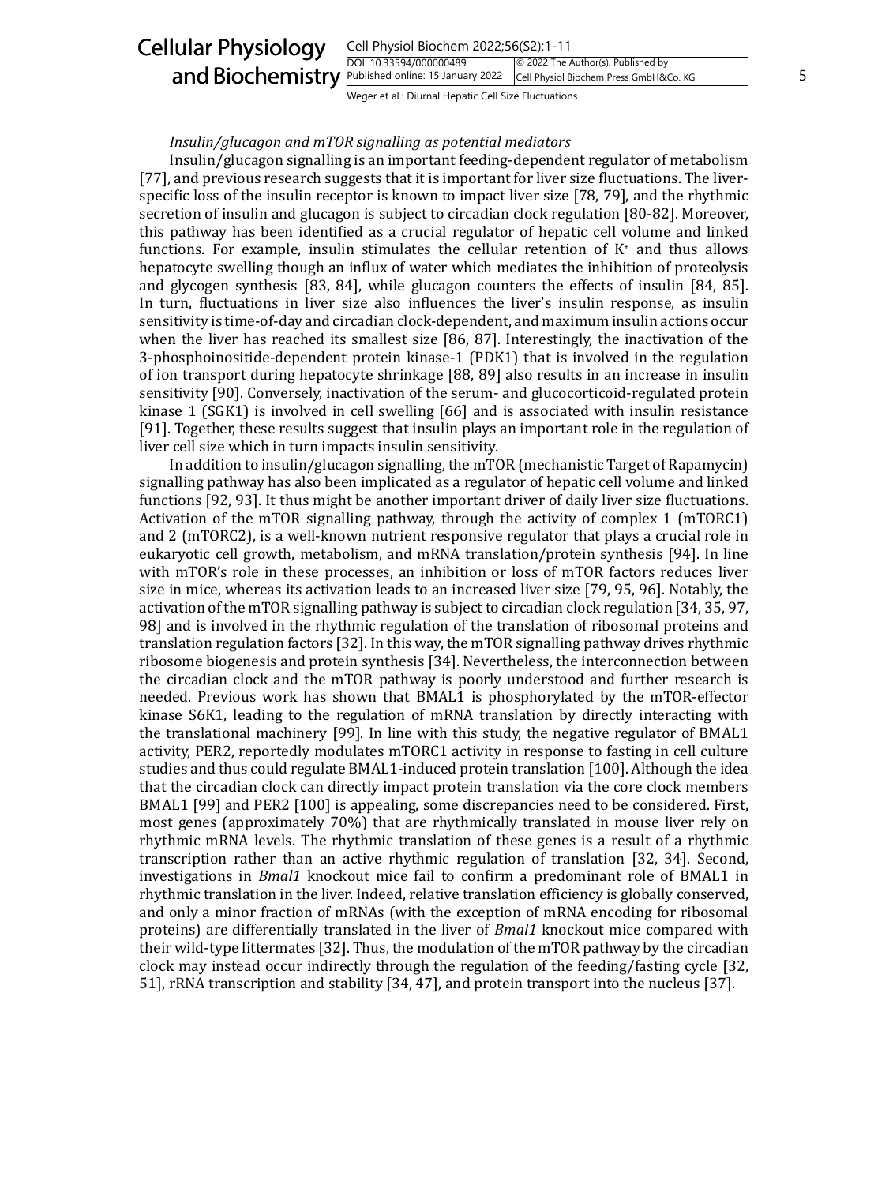*Insulin/glucagon and mTOR signalling as potential mediators*

Insulin/glucagon signalling is an important feeding-dependent regulator of metabolism [77], and previous research suggests that it is important for liver size fluctuations. The liver-specific loss of the insulin receptor is known to impact liver size [78, 79], and the rhythmic secretion of insulin and glucagon is subject to circadian clock regulation [80-82]. Moreover, this pathway has been identified as a crucial regulator of hepatic cell volume and linked functions. For example, insulin stimulates the cellular retention of $K^+$ and thus allows hepatocyte swelling though an influx of water which mediates the inhibition of proteolysis and glycogen synthesis [83, 84], while glucagon counters the effects of insulin [84, 85]. In turn, fluctuations in liver size also influences the liver's insulin response, as insulin sensitivity is time-of-day and circadian clock-dependent, and maximum insulin actions occur when the liver has reached its smallest size [86, 87]. Interestingly, the inactivation of the 3-phosphoinositide-dependent protein kinase-1 (PDK1) that is involved in the regulation of ion transport during hepatocyte shrinkage [88, 89] also results in an increase in insulin sensitivity [90]. Conversely, inactivation of the serum- and glucocorticoid-regulated protein kinase 1 (SGK1) is involved in cell swelling [66] and is associated with insulin resistance [91]. Together, these results suggest that insulin plays an important role in the regulation of liver cell size which in turn impacts insulin sensitivity.

In addition to insulin/glucagon signalling, the mTOR (mechanistic Target of Rapamycin) signalling pathway has also been implicated as a regulator of hepatic cell volume and linked functions [92, 93]. It thus might be another important driver of daily liver size fluctuations. Activation of the mTOR signalling pathway, through the activity of complex 1 (mTORC1) and 2 (mTORC2), is a well-known nutrient responsive regulator that plays a crucial role in eukaryotic cell growth, metabolism, and mRNA translation/protein synthesis [94]. In line with mTOR's role in these processes, an inhibition or loss of mTOR factors reduces liver size in mice, whereas its activation leads to an increased liver size [79, 95, 96]. Notably, the activation of the mTOR signalling pathway is subject to circadian clock regulation [34, 35, 97, 98] and is involved in the rhythmic regulation of the translation of ribosomal proteins and translation regulation factors [32]. In this way, the mTOR signalling pathway drives rhythmic ribosome biogenesis and protein synthesis [34]. Nevertheless, the interconnection between the circadian clock and the mTOR pathway is poorly understood and further research is needed. Previous work has shown that BMAL1 is phosphorylated by the mTOR-effector kinase S6K1, leading to the regulation of mRNA translation by directly interacting with the translational machinery [99]. In line with this study, the negative regulator of BMAL1 activity, PER2, reportedly modulates mTORC1 activity in response to fasting in cell culture studies and thus could regulate BMAL1-induced protein translation [100]. Although the idea that the circadian clock can directly impact protein translation via the core clock members BMAL1 [99] and PER2 [100] is appealing, some discrepancies need to be considered. First, most genes (approximately 70%) that are rhythmically translated in mouse liver rely on rhythmic mRNA levels. The rhythmic translation of these genes is a result of a rhythmic transcription rather than an active rhythmic regulation of translation [32, 34]. Second, investigations in *Bmal1* knockout mice fail to confirm a predominant role of BMAL1 in rhythmic translation in the liver. Indeed, relative translation efficiency is globally conserved, and only a minor fraction of mRNAs (with the exception of mRNA encoding for ribosomal proteins) are differentially translated in the liver of *Bmal1* knockout mice compared with their wild-type littermates [32]. Thus, the modulation of the mTOR pathway by the circadian clock may instead occur indirectly through the regulation of the feeding/fasting cycle [32, 51], rRNA transcription and stability [34, 47], and protein transport into the nucleus [37].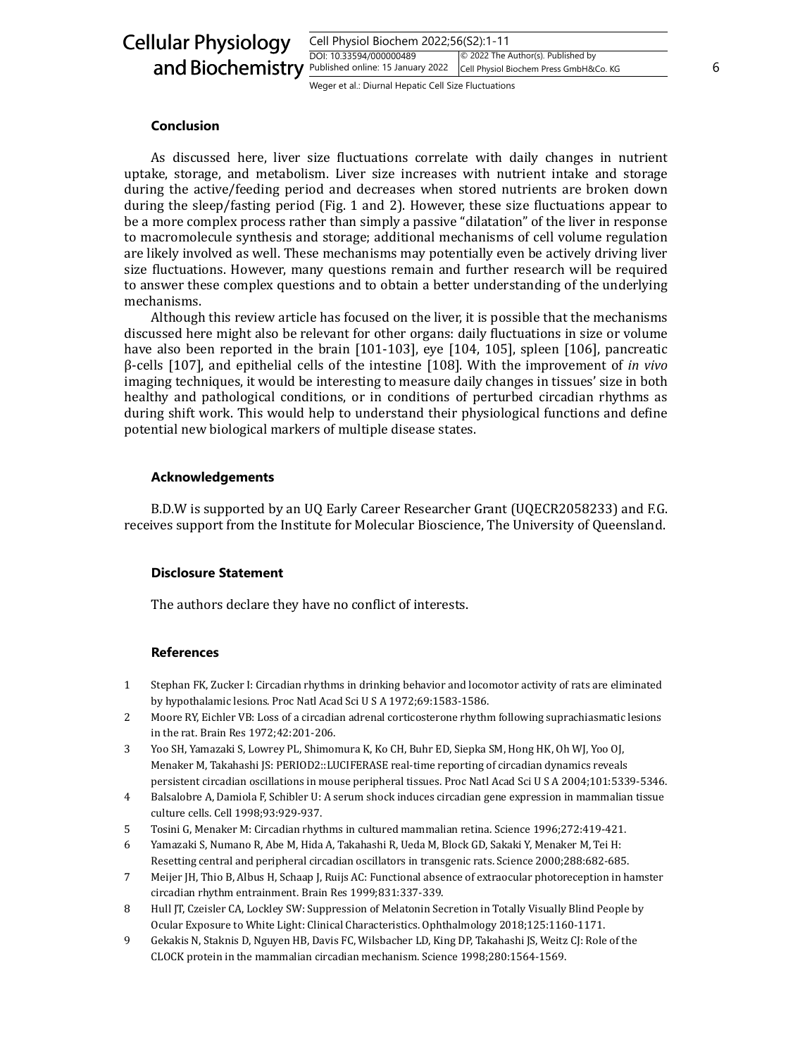### Conclusion

As discussed here, liver size fluctuations correlate with daily changes in nutrient uptake, storage, and metabolism. Liver size increases with nutrient intake and storage during the active/feeding period and decreases when stored nutrients are broken down during the sleep/fasting period (Fig. 1 and 2). However, these size fluctuations appear to be a more complex process rather than simply a passive "dilatation" of the liver in response to macromolecule synthesis and storage; additional mechanisms of cell volume regulation are likely involved as well. These mechanisms may potentially even be actively driving liver size fluctuations. However, many questions remain and further research will be required to answer these complex questions and to obtain a better understanding of the underlying mechanisms.

Although this review article has focused on the liver, it is possible that the mechanisms discussed here might also be relevant for other organs: daily fluctuations in size or volume have also been reported in the brain [101-103], eye [104, 105], spleen [106], pancreatic β-cells [107], and epithelial cells of the intestine [108]. With the improvement of *in vivo* imaging techniques, it would be interesting to measure daily changes in tissues' size in both healthy and pathological conditions, or in conditions of perturbed circadian rhythms as during shift work. This would help to understand their physiological functions and define potential new biological markers of multiple disease states.

### Acknowledgements

B.D.W is supported by an UQ Early Career Researcher Grant (UQECR2058233) and F.G. receives support from the Institute for Molecular Bioscience, The University of Queensland.

### Disclosure Statement

The authors declare they have no conflict of interests.

### References

1. Stephan FK, Zucker I: Circadian rhythms in drinking behavior and locomotor activity of rats are eliminated by hypothalamic lesions. Proc Natl Acad Sci U S A 1972;69:1583-1586.
2. Moore RY, Eichler VB: Loss of a circadian adrenal corticosterone rhythm following suprachiasmatic lesions in the rat. Brain Res 1972;42:201-206.
3. Yoo SH, Yamazaki S, Lowrey PL, Shimomura K, Ko CH, Buhr ED, Siepka SM, Hong HK, Oh WJ, Yoo OJ, Menaker M, Takahashi JS: PERIOD2::LUCIFERASE real-time reporting of circadian dynamics reveals persistent circadian oscillations in mouse peripheral tissues. Proc Natl Acad Sci U S A 2004;101:5339-5346.
4. Balsalobre A, Damiola F, Schibler U: A serum shock induces circadian gene expression in mammalian tissue culture cells. Cell 1998;93:929-937.
5. Tosini G, Menaker M: Circadian rhythms in cultured mammalian retina. Science 1996;272:419-421.
6. Yamazaki S, Numano R, Abe M, Hida A, Takahashi R, Ueda M, Block GD, Sakaki Y, Menaker M, Tei H: Resetting central and peripheral circadian oscillators in transgenic rats. Science 2000;288:682-685.
7. Meijer JH, Thio B, Albus H, Schaap J, Ruijs AC: Functional absence of extraocular photoreception in hamster circadian rhythm entrainment. Brain Res 1999;831:337-339.
8. Hull JT, Czeisler CA, Lockley SW: Suppression of Melatonin Secretion in Totally Visually Blind People by Ocular Exposure to White Light: Clinical Characteristics. Ophthalmology 2018;125:1160-1171.
9. Gekakis N, Staknis D, Nguyen HB, Davis FC, Wilsbacher LD, King DP, Takahashi JS, Weitz CJ: Role of the CLOCK protein in the mammalian circadian mechanism. Science 1998;280:1564-1569.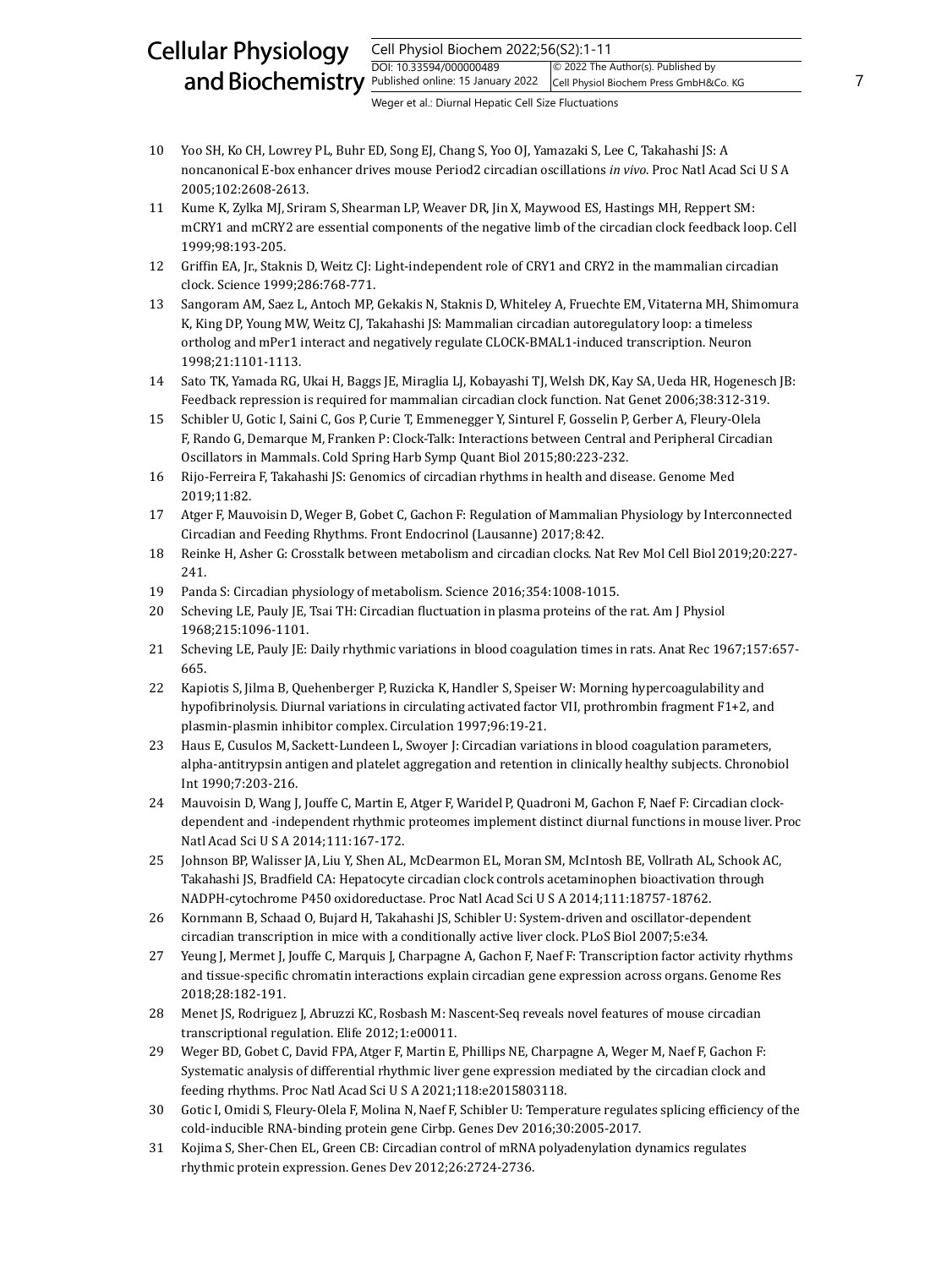10 Yoo SH, Ko CH, Lowrey PL, Buhr ED, Song EJ, Chang S, Yoo OJ, Yamazaki S, Lee C, Takahashi JS: A noncanonical E-box enhancer drives mouse Period2 circadian oscillations *in vivo*. Proc Natl Acad Sci U S A 2005;102:2608-2613.

11 Kume K, Zylka MJ, Sriram S, Shearman LP, Weaver DR, Jin X, Maywood ES, Hastings MH, Reppert SM: mCRY1 and mCRY2 are essential components of the negative limb of the circadian clock feedback loop. Cell 1999;98:193-205.

12 Griffin EA, Jr., Staknis D, Weitz CJ: Light-independent role of CRY1 and CRY2 in the mammalian circadian clock. Science 1999;286:768-771.

13 Sangoram AM, Saez L, Antoch MP, Gekakis N, Staknis D, Whiteley A, Fruechte EM, Vitaterna MH, Shimomura K, King DP, Young MW, Weitz CJ, Takahashi JS: Mammalian circadian autoregulatory loop: a timeless ortholog and mPer1 interact and negatively regulate CLOCK-BMAL1-induced transcription. Neuron 1998;21:1101-1113.

14 Sato TK, Yamada RG, Ukai H, Baggs JE, Miraglia LJ, Kobayashi TJ, Welsh DK, Kay SA, Ueda HR, Hogenesch JB: Feedback repression is required for mammalian circadian clock function. Nat Genet 2006;38:312-319.

15 Schibler U, Gotic I, Saini C, Gos P, Curie T, Emmenegger Y, Sinturel F, Gosselin P, Gerber A, Fleury-Olela F, Rando G, Demarque M, Franken P: Clock-Talk: Interactions between Central and Peripheral Circadian Oscillators in Mammals. Cold Spring Harb Symp Quant Biol 2015;80:223-232.

16 Rijo-Ferreira F, Takahashi JS: Genomics of circadian rhythms in health and disease. Genome Med 2019;11:82.

17 Atger F, Mauvoisin D, Weger B, Gobet C, Gachon F: Regulation of Mammalian Physiology by Interconnected Circadian and Feeding Rhythms. Front Endocrinol (Lausanne) 2017;8:42.

18 Reinke H, Asher G: Crosstalk between metabolism and circadian clocks. Nat Rev Mol Cell Biol 2019;20:227-241.

19 Panda S: Circadian physiology of metabolism. Science 2016;354:1008-1015.

20 Scheving LE, Pauly JE, Tsai TH: Circadian fluctuation in plasma proteins of the rat. Am J Physiol 1968;215:1096-1101.

21 Scheving LE, Pauly JE: Daily rhythmic variations in blood coagulation times in rats. Anat Rec 1967;157:657-665.

22 Kapiotis S, Jilma B, Quehenberger P, Ruzicka K, Handler S, Speiser W: Morning hypercoagulability and hypofibrinolysis. Diurnal variations in circulating activated factor VII, prothrombin fragment F1+2, and plasmin-plasmin inhibitor complex. Circulation 1997;96:19-21.

23 Haus E, Cusulos M, Sackett-Lundeen L, Swoyer J: Circadian variations in blood coagulation parameters, alpha-antitrypsin antigen and platelet aggregation and retention in clinically healthy subjects. Chronobiol Int 1990;7:203-216.

24 Mauvoisin D, Wang J, Jouffe C, Martin E, Atger F, Waridel P, Quadroni M, Gachon F, Naef F: Circadian clock-dependent and -independent rhythmic proteomes implement distinct diurnal functions in mouse liver. Proc Natl Acad Sci U S A 2014;111:167-172.

25 Johnson BP, Walisser JA, Liu Y, Shen AL, McDearmon EL, Moran SM, McIntosh BE, Vollrath AL, Schook AC, Takahashi JS, Bradfield CA: Hepatocyte circadian clock controls acetaminophen bioactivation through NADPH-cytochrome P450 oxidoreductase. Proc Natl Acad Sci U S A 2014;111:18757-18762.

26 Kornmann B, Schaad O, Bujard H, Takahashi JS, Schibler U: System-driven and oscillator-dependent circadian transcription in mice with a conditionally active liver clock. PLoS Biol 2007;5:e34.

27 Yeung J, Mermet J, Jouffe C, Marquis J, Charpagne A, Gachon F, Naef F: Transcription factor activity rhythms and tissue-specific chromatin interactions explain circadian gene expression across organs. Genome Res 2018;28:182-191.

28 Menet JS, Rodriguez J, Abruzzi KC, Rosbash M: Nascent-Seq reveals novel features of mouse circadian transcriptional regulation. Elife 2012;1:e00011.

29 Weger BD, Gobet C, David FPA, Atger F, Martin E, Phillips NE, Charpagne A, Weger M, Naef F, Gachon F: Systematic analysis of differential rhythmic liver gene expression mediated by the circadian clock and feeding rhythms. Proc Natl Acad Sci U S A 2021;118:e2015803118.

30 Gotic I, Omidi S, Fleury-Olela F, Molina N, Naef F, Schibler U: Temperature regulates splicing efficiency of the cold-inducible RNA-binding protein gene Cirbp. Genes Dev 2016;30:2005-2017.

31 Kojima S, Sher-Chen EL, Green CB: Circadian control of mRNA polyadenylation dynamics regulates rhythmic protein expression. Genes Dev 2012;26:2724-2736.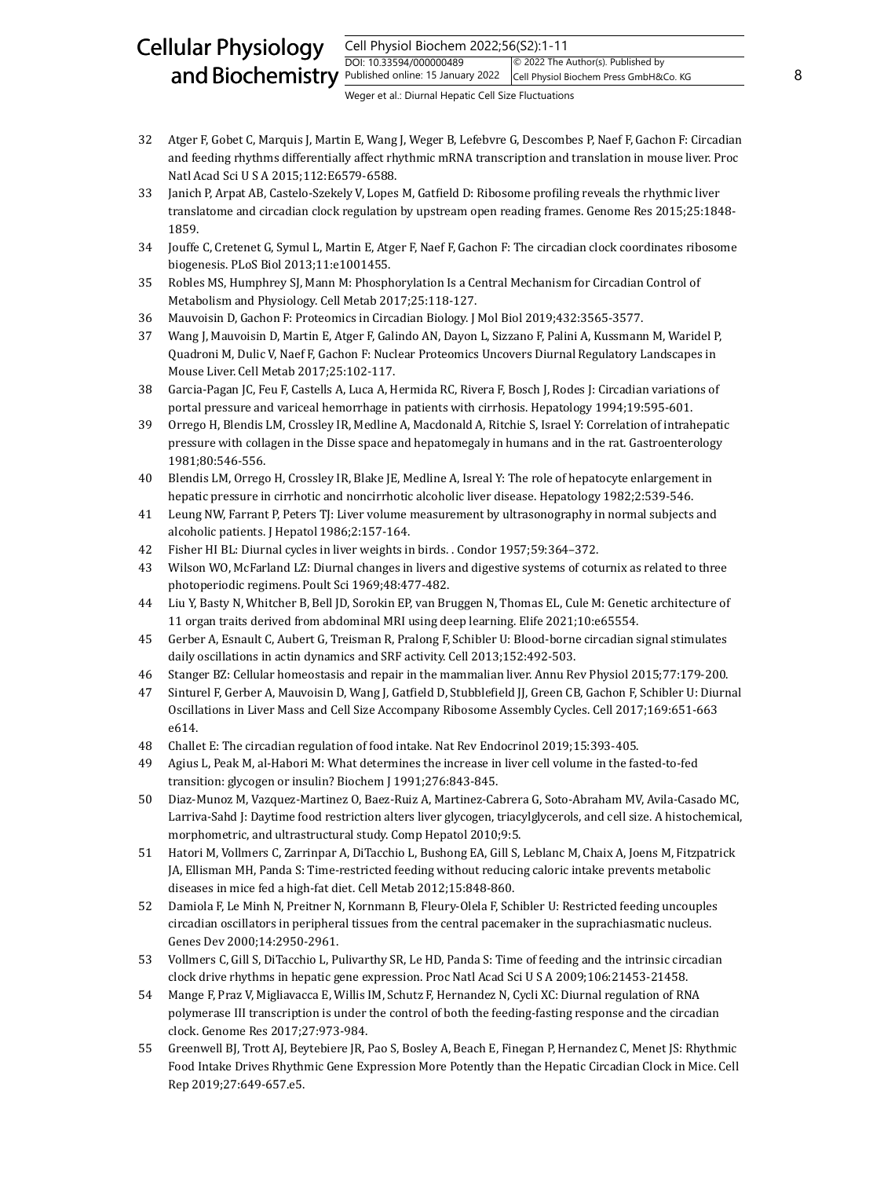32 Atger F, Gobet C, Marquis J, Martin E, Wang J, Weger B, Lefebvre G, Descombes P, Naef F, Gachon F: Circadian and feeding rhythms differentially affect rhythmic mRNA transcription and translation in mouse liver. Proc Natl Acad Sci U S A 2015;112:E6579-6588.

33 Janich P, Arpat AB, Castelo-Szekely V, Lopes M, Gatfield D: Ribosome profiling reveals the rhythmic liver translatome and circadian clock regulation by upstream open reading frames. Genome Res 2015;25:1848-1859.

34 Jouffe C, Cretenet G, Symul L, Martin E, Atger F, Naef F, Gachon F: The circadian clock coordinates ribosome biogenesis. PLoS Biol 2013;11:e1001455.

35 Robles MS, Humphrey SJ, Mann M: Phosphorylation Is a Central Mechanism for Circadian Control of Metabolism and Physiology. Cell Metab 2017;25:118-127.

36 Mauvoisin D, Gachon F: Proteomics in Circadian Biology. J Mol Biol 2019;432:3565-3577.

37 Wang J, Mauvoisin D, Martin E, Atger F, Galindo AN, Dayon L, Sizzano F, Palini A, Kussmann M, Waridel P, Quadroni M, Dulic V, Naef F, Gachon F: Nuclear Proteomics Uncovers Diurnal Regulatory Landscapes in Mouse Liver. Cell Metab 2017;25:102-117.

38 Garcia-Pagan JC, Feu F, Castells A, Luca A, Hermida RC, Rivera F, Bosch J, Rodes J: Circadian variations of portal pressure and variceal hemorrhage in patients with cirrhosis. Hepatology 1994;19:595-601.

39 Orrego H, Blendis LM, Crossley IR, Medline A, Macdonald A, Ritchie S, Israel Y: Correlation of intrahepatic pressure with collagen in the Disse space and hepatomegaly in humans and in the rat. Gastroenterology 1981;80:546-556.

40 Blendis LM, Orrego H, Crossley IR, Blake JE, Medline A, Isreal Y: The role of hepatocyte enlargement in hepatic pressure in cirrhotic and noncirrhotic alcoholic liver disease. Hepatology 1982;2:539-546.

41 Leung NW, Farrant P, Peters TJ: Liver volume measurement by ultrasonography in normal subjects and alcoholic patients. J Hepatol 1986;2:157-164.

42 Fisher HI BL: Diurnal cycles in liver weights in birds. . Condor 1957;59:364–372.

43 Wilson WO, McFarland LZ: Diurnal changes in livers and digestive systems of coturnix as related to three photoperiodic regimens. Poult Sci 1969;48:477-482.

44 Liu Y, Basty N, Whitcher B, Bell JD, Sorokin EP, van Bruggen N, Thomas EL, Cule M: Genetic architecture of 11 organ traits derived from abdominal MRI using deep learning. Elife 2021;10:e65554.

45 Gerber A, Esnault C, Aubert G, Treisman R, Pralong F, Schibler U: Blood-borne circadian signal stimulates daily oscillations in actin dynamics and SRF activity. Cell 2013;152:492-503.

46 Stanger BZ: Cellular homeostasis and repair in the mammalian liver. Annu Rev Physiol 2015;77:179-200.

47 Sinturel F, Gerber A, Mauvoisin D, Wang J, Gatfield D, Stubblefield JJ, Green CB, Gachon F, Schibler U: Diurnal Oscillations in Liver Mass and Cell Size Accompany Ribosome Assembly Cycles. Cell 2017;169:651-663 e614.

48 Challet E: The circadian regulation of food intake. Nat Rev Endocrinol 2019;15:393-405.

49 Agius L, Peak M, al-Habori M: What determines the increase in liver cell volume in the fasted-to-fed transition: glycogen or insulin? Biochem J 1991;276:843-845.

50 Diaz-Munoz M, Vazquez-Martinez O, Baez-Ruiz A, Martinez-Cabrera G, Soto-Abraham MV, Avila-Casado MC, Larriva-Sahd J: Daytime food restriction alters liver glycogen, triacylglycerols, and cell size. A histochemical, morphometric, and ultrastructural study. Comp Hepatol 2010;9:5.

51 Hatori M, Vollmers C, Zarrinpar A, DiTacchio L, Bushong EA, Gill S, Leblanc M, Chaix A, Joens M, Fitzpatrick JA, Ellisman MH, Panda S: Time-restricted feeding without reducing caloric intake prevents metabolic diseases in mice fed a high-fat diet. Cell Metab 2012;15:848-860.

52 Damiola F, Le Minh N, Preitner N, Kornmann B, Fleury-Olela F, Schibler U: Restricted feeding uncouples circadian oscillators in peripheral tissues from the central pacemaker in the suprachiasmatic nucleus. Genes Dev 2000;14:2950-2961.

53 Vollmers C, Gill S, DiTacchio L, Pulivarthy SR, Le HD, Panda S: Time of feeding and the intrinsic circadian clock drive rhythms in hepatic gene expression. Proc Natl Acad Sci U S A 2009;106:21453-21458.

54 Mange F, Praz V, Migliavacca E, Willis IM, Schutz F, Hernandez N, Cycli XC: Diurnal regulation of RNA polymerase III transcription is under the control of both the feeding-fasting response and the circadian clock. Genome Res 2017;27:973-984.

55 Greenwell BJ, Trott AJ, Beytebiere JR, Pao S, Bosley A, Beach E, Finegan P, Hernandez C, Menet JS: Rhythmic Food Intake Drives Rhythmic Gene Expression More Potently than the Hepatic Circadian Clock in Mice. Cell Rep 2019;27:649-657.e5.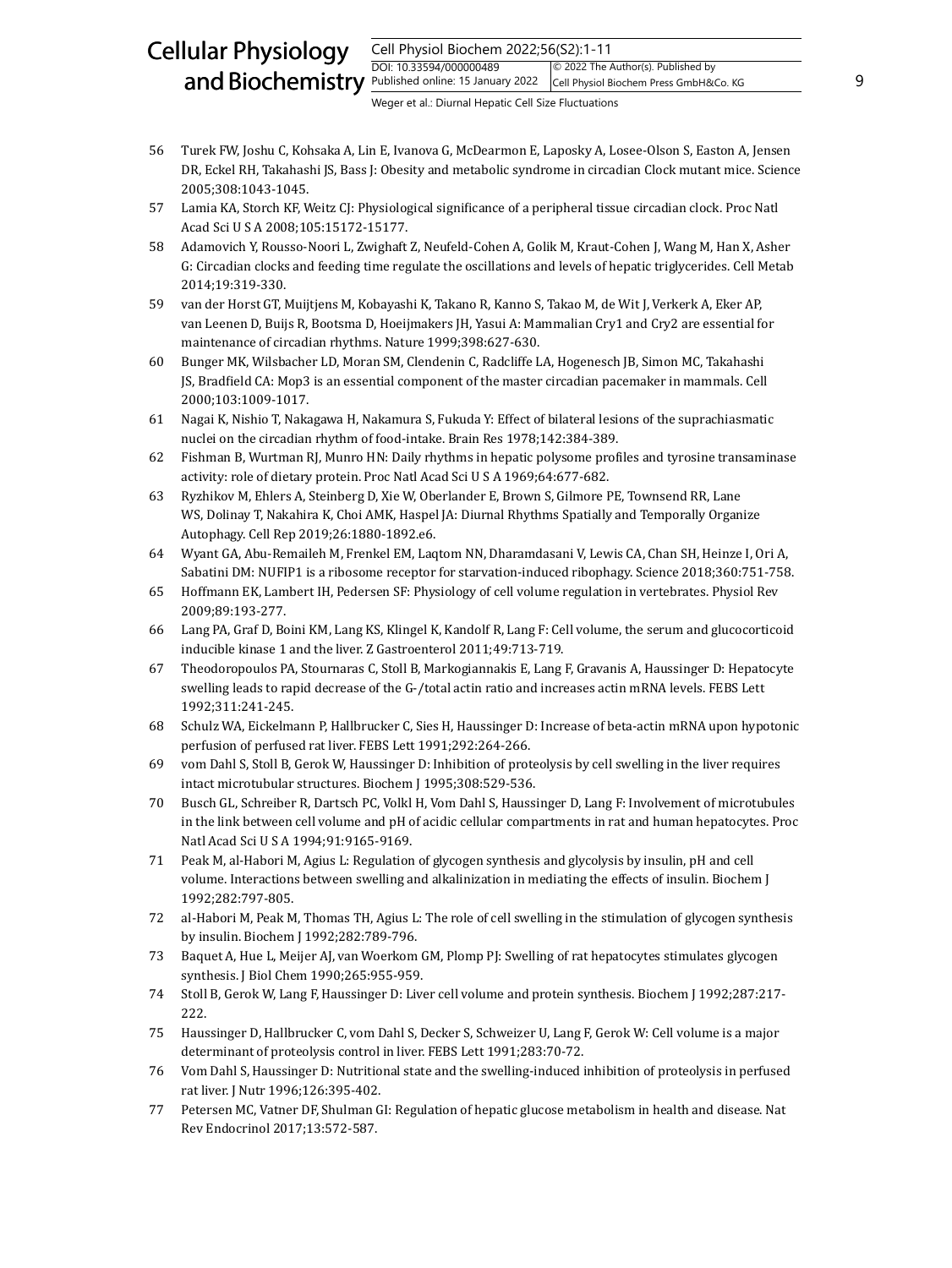56 Turek FW, Joshu C, Kohsaka A, Lin E, Ivanova G, McDearmon E, Laposky A, Losee-Olson S, Easton A, Jensen DR, Eckel RH, Takahashi JS, Bass J: Obesity and metabolic syndrome in circadian Clock mutant mice. Science 2005;308:1043-1045.

57 Lamia KA, Storch KF, Weitz CJ: Physiological significance of a peripheral tissue circadian clock. Proc Natl Acad Sci U S A 2008;105:15172-15177.

58 Adamovich Y, Rousso-Noori L, Zwighaft Z, Neufeld-Cohen A, Golik M, Kraut-Cohen J, Wang M, Han X, Asher G: Circadian clocks and feeding time regulate the oscillations and levels of hepatic triglycerides. Cell Metab 2014;19:319-330.

59 van der Horst GT, Muijtjens M, Kobayashi K, Takano R, Kanno S, Takao M, de Wit J, Verkerk A, Eker AP, van Leenen D, Buijs R, Bootsma D, Hoeijmakers JH, Yasui A: Mammalian Cry1 and Cry2 are essential for maintenance of circadian rhythms. Nature 1999;398:627-630.

60 Bunger MK, Wilsbacher LD, Moran SM, Clendenin C, Radcliffe LA, Hogenesch JB, Simon MC, Takahashi JS, Bradfield CA: Mop3 is an essential component of the master circadian pacemaker in mammals. Cell 2000;103:1009-1017.

61 Nagai K, Nishio T, Nakagawa H, Nakamura S, Fukuda Y: Effect of bilateral lesions of the suprachiasmatic nuclei on the circadian rhythm of food-intake. Brain Res 1978;142:384-389.

62 Fishman B, Wurtman RJ, Munro HN: Daily rhythms in hepatic polysome profiles and tyrosine transaminase activity: role of dietary protein. Proc Natl Acad Sci U S A 1969;64:677-682.

63 Ryzhikov M, Ehlers A, Steinberg D, Xie W, Oberlander E, Brown S, Gilmore PE, Townsend RR, Lane WS, Dolinay T, Nakahira K, Choi AMK, Haspel JA: Diurnal Rhythms Spatially and Temporally Organize Autophagy. Cell Rep 2019;26:1880-1892.e6.

64 Wyant GA, Abu-Remaileh M, Frenkel EM, Laqtom NN, Dharamdasani V, Lewis CA, Chan SH, Heinze I, Ori A, Sabatini DM: NUFIP1 is a ribosome receptor for starvation-induced ribophagy. Science 2018;360:751-758.

65 Hoffmann EK, Lambert IH, Pedersen SF: Physiology of cell volume regulation in vertebrates. Physiol Rev 2009;89:193-277.

66 Lang PA, Graf D, Boini KM, Lang KS, Klingel K, Kandolf R, Lang F: Cell volume, the serum and glucocorticoid inducible kinase 1 and the liver. Z Gastroenterol 2011;49:713-719.

67 Theodoropoulos PA, Stournaras C, Stoll B, Markogiannakis E, Lang F, Gravanis A, Haussinger D: Hepatocyte swelling leads to rapid decrease of the G-/total actin ratio and increases actin mRNA levels. FEBS Lett 1992;311:241-245.

68 Schulz WA, Eickelmann P, Hallbrucker C, Sies H, Haussinger D: Increase of beta-actin mRNA upon hypotonic perfusion of perfused rat liver. FEBS Lett 1991;292:264-266.

69 vom Dahl S, Stoll B, Gerok W, Haussinger D: Inhibition of proteolysis by cell swelling in the liver requires intact microtubular structures. Biochem J 1995;308:529-536.

70 Busch GL, Schreiber R, Dartsch PC, Volkl H, Vom Dahl S, Haussinger D, Lang F: Involvement of microtubules in the link between cell volume and pH of acidic cellular compartments in rat and human hepatocytes. Proc Natl Acad Sci U S A 1994;91:9165-9169.

71 Peak M, al-Habori M, Agius L: Regulation of glycogen synthesis and glycolysis by insulin, pH and cell volume. Interactions between swelling and alkalinization in mediating the effects of insulin. Biochem J 1992;282:797-805.

72 al-Habori M, Peak M, Thomas TH, Agius L: The role of cell swelling in the stimulation of glycogen synthesis by insulin. Biochem J 1992;282:789-796.

73 Baquet A, Hue L, Meijer AJ, van Woerkom GM, Plomp PJ: Swelling of rat hepatocytes stimulates glycogen synthesis. J Biol Chem 1990;265:955-959.

74 Stoll B, Gerok W, Lang F, Haussinger D: Liver cell volume and protein synthesis. Biochem J 1992;287:217-222.

75 Haussinger D, Hallbrucker C, vom Dahl S, Decker S, Schweizer U, Lang F, Gerok W: Cell volume is a major determinant of proteolysis control in liver. FEBS Lett 1991;283:70-72.

76 Vom Dahl S, Haussinger D: Nutritional state and the swelling-induced inhibition of proteolysis in perfused rat liver. J Nutr 1996;126:395-402.

77 Petersen MC, Vatner DF, Shulman GI: Regulation of hepatic glucose metabolism in health and disease. Nat Rev Endocrinol 2017;13:572-587.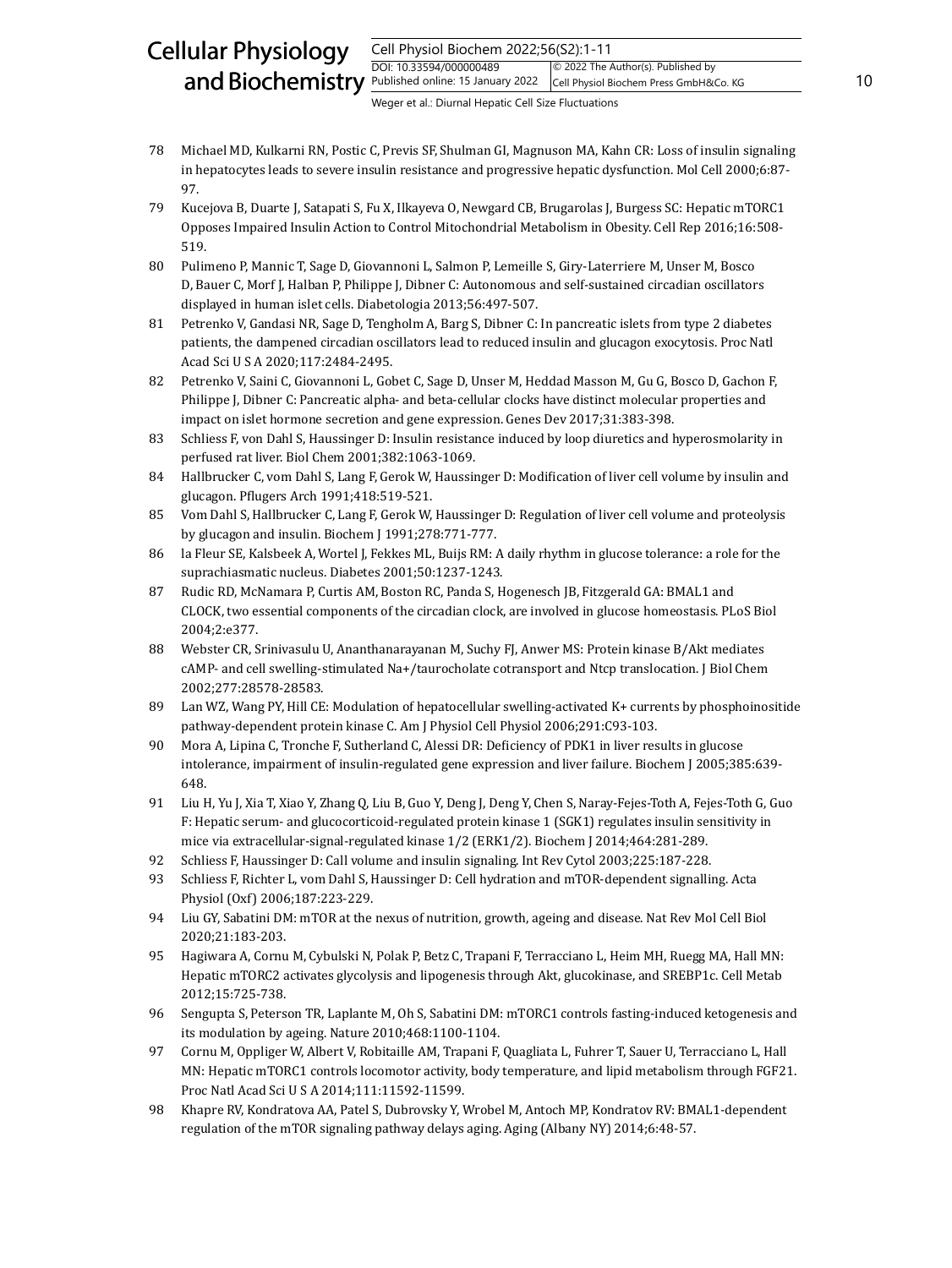78 Michael MD, Kulkarni RN, Postic C, Previs SF, Shulman GI, Magnuson MA, Kahn CR: Loss of insulin signaling in hepatocytes leads to severe insulin resistance and progressive hepatic dysfunction. Mol Cell 2000;6:87-97.

79 Kucejova B, Duarte J, Satapati S, Fu X, Ilkayeva O, Newgard CB, Brugarolas J, Burgess SC: Hepatic mTORC1 Opposes Impaired Insulin Action to Control Mitochondrial Metabolism in Obesity. Cell Rep 2016;16:508-519.

80 Pulimeno P, Mannic T, Sage D, Giovannoni L, Salmon P, Lemeille S, Giry-Laterriere M, Unser M, Bosco D, Bauer C, Morf J, Halban P, Philippe J, Dibner C: Autonomous and self-sustained circadian oscillators displayed in human islet cells. Diabetologia 2013;56:497-507.

81 Petrenko V, Gandasi NR, Sage D, Tengholm A, Barg S, Dibner C: In pancreatic islets from type 2 diabetes patients, the dampened circadian oscillators lead to reduced insulin and glucagon exocytosis. Proc Natl Acad Sci U S A 2020;117:2484-2495.

82 Petrenko V, Saini C, Giovannoni L, Gobet C, Sage D, Unser M, Heddad Masson M, Gu G, Bosco D, Gachon F, Philippe J, Dibner C: Pancreatic alpha- and beta-cellular clocks have distinct molecular properties and impact on islet hormone secretion and gene expression. Genes Dev 2017;31:383-398.

83 Schliess F, von Dahl S, Haussinger D: Insulin resistance induced by loop diuretics and hyperosmolarity in perfused rat liver. Biol Chem 2001;382:1063-1069.

84 Hallbrucker C, vom Dahl S, Lang F, Gerok W, Haussinger D: Modification of liver cell volume by insulin and glucagon. Pflugers Arch 1991;418:519-521.

85 Vom Dahl S, Hallbrucker C, Lang F, Gerok W, Haussinger D: Regulation of liver cell volume and proteolysis by glucagon and insulin. Biochem J 1991;278:771-777.

86 la Fleur SE, Kalsbeek A, Wortel J, Fekkes ML, Buijs RM: A daily rhythm in glucose tolerance: a role for the suprachiasmatic nucleus. Diabetes 2001;50:1237-1243.

87 Rudic RD, McNamara P, Curtis AM, Boston RC, Panda S, Hogenesch JB, Fitzgerald GA: BMAL1 and CLOCK, two essential components of the circadian clock, are involved in glucose homeostasis. PLoS Biol 2004;2:e377.

88 Webster CR, Srinivasulu U, Ananthanarayanan M, Suchy FJ, Anwer MS: Protein kinase B/Akt mediates cAMP- and cell swelling-stimulated $Na^+$/taurocholate cotransport and Ntcp translocation. J Biol Chem 2002;277:28578-28583.

89 Lan WZ, Wang PY, Hill CE: Modulation of hepatocellular swelling-activated $K^+$ currents by phosphoinositide pathway-dependent protein kinase C. Am J Physiol Cell Physiol 2006;291:C93-103.

90 Mora A, Lipina C, Tronche F, Sutherland C, Alessi DR: Deficiency of PDK1 in liver results in glucose intolerance, impairment of insulin-regulated gene expression and liver failure. Biochem J 2005;385:639-648.

91 Liu H, Yu J, Xia T, Xiao Y, Zhang Q, Liu B, Guo Y, Deng J, Deng Y, Chen S, Naray-Fejes-Toth A, Fejes-Toth G, Guo F: Hepatic serum- and glucocorticoid-regulated protein kinase 1 (SGK1) regulates insulin sensitivity in mice via extracellular-signal-regulated kinase 1/2 (ERK1/2). Biochem J 2014;464:281-289.

92 Schliess F, Haussinger D: Call volume and insulin signaling. Int Rev Cytol 2003;225:187-228.

93 Schliess F, Richter L, vom Dahl S, Haussinger D: Cell hydration and mTOR-dependent signalling. Acta Physiol (Oxf) 2006;187:223-229.

94 Liu GY, Sabatini DM: mTOR at the nexus of nutrition, growth, ageing and disease. Nat Rev Mol Cell Biol 2020;21:183-203.

95 Hagiwara A, Cornu M, Cybulski N, Polak P, Betz C, Trapani F, Terracciano L, Heim MH, Ruegg MA, Hall MN: Hepatic mTORC2 activates glycolysis and lipogenesis through Akt, glucokinase, and SREBP1c. Cell Metab 2012;15:725-738.

96 Sengupta S, Peterson TR, Laplante M, Oh S, Sabatini DM: mTORC1 controls fasting-induced ketogenesis and its modulation by ageing. Nature 2010;468:1100-1104.

97 Cornu M, Oppliger W, Albert V, Robitaille AM, Trapani F, Quagliata L, Fuhrer T, Sauer U, Terracciano L, Hall MN: Hepatic mTORC1 controls locomotor activity, body temperature, and lipid metabolism through FGF21. Proc Natl Acad Sci U S A 2014;111:11592-11599.

98 Khapre RV, Kondratova AA, Patel S, Dubrovsky Y, Wrobel M, Antoch MP, Kondratov RV: BMAL1-dependent regulation of the mTOR signaling pathway delays aging. Aging (Albany NY) 2014;6:48-57.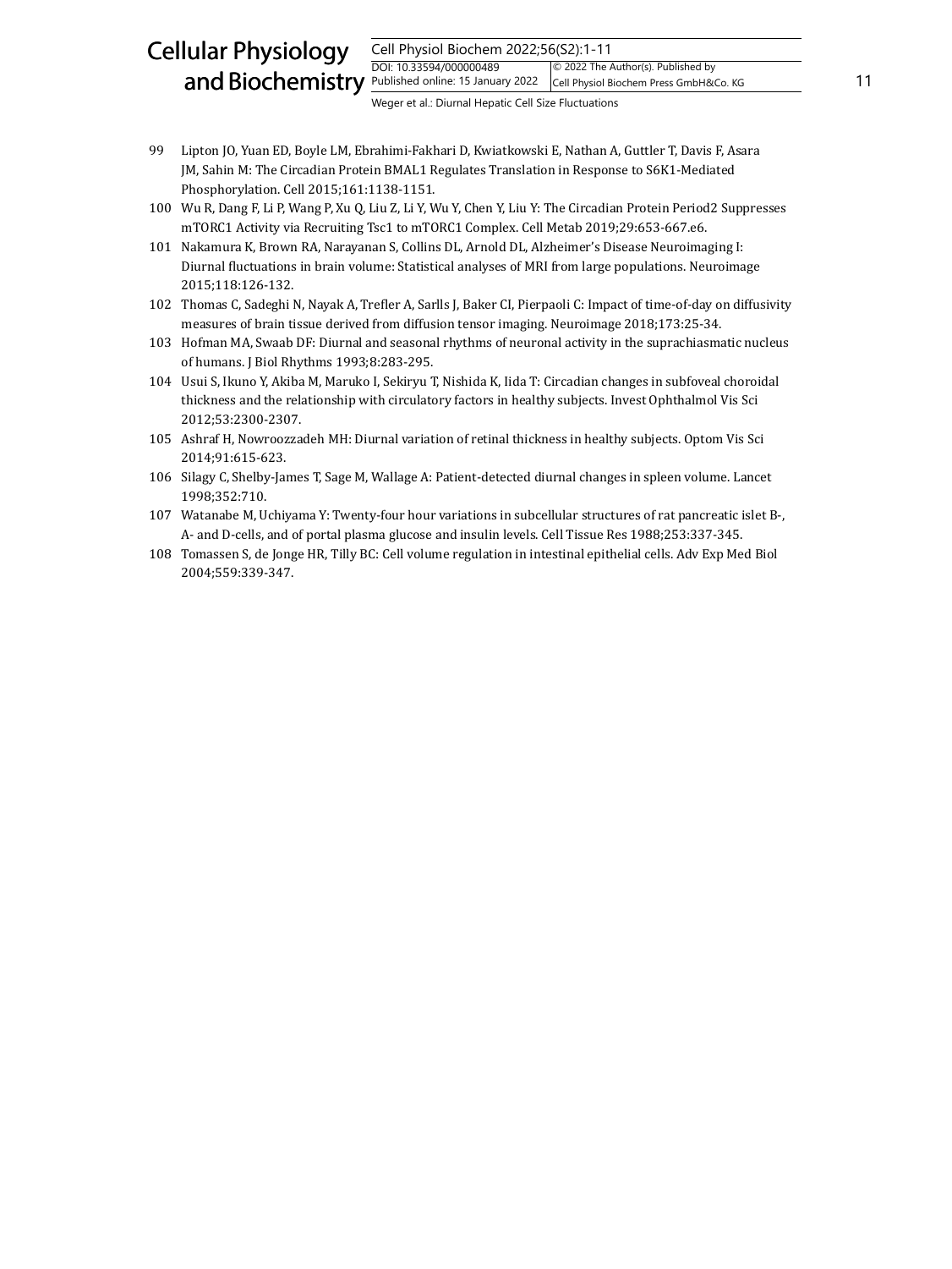99 Lipton JO, Yuan ED, Boyle LM, Ebrahimi-Fakhari D, Kwiatkowski E, Nathan A, Guttler T, Davis F, Asara JM, Sahin M: The Circadian Protein BMAL1 Regulates Translation in Response to S6K1-Mediated Phosphorylation. Cell 2015;161:1138-1151.

100 Wu R, Dang F, Li P, Wang P, Xu Q, Liu Z, Li Y, Wu Y, Chen Y, Liu Y: The Circadian Protein Period2 Suppresses mTORC1 Activity via Recruiting Tsc1 to mTORC1 Complex. Cell Metab 2019;29:653-667.e6.

101 Nakamura K, Brown RA, Narayanan S, Collins DL, Arnold DL, Alzheimer's Disease Neuroimaging I: Diurnal fluctuations in brain volume: Statistical analyses of MRI from large populations. Neuroimage 2015;118:126-132.

102 Thomas C, Sadeghi N, Nayak A, Trefler A, Sarlls J, Baker CI, Pierpaoli C: Impact of time-of-day on diffusivity measures of brain tissue derived from diffusion tensor imaging. Neuroimage 2018;173:25-34.

103 Hofman MA, Swaab DF: Diurnal and seasonal rhythms of neuronal activity in the suprachiasmatic nucleus of humans. J Biol Rhythms 1993;8:283-295.

104 Usui S, Ikuno Y, Akiba M, Maruko I, Sekiryu T, Nishida K, Iida T: Circadian changes in subfoveal choroidal thickness and the relationship with circulatory factors in healthy subjects. Invest Ophthalmol Vis Sci 2012;53:2300-2307.

105 Ashraf H, Nowroozzadeh MH: Diurnal variation of retinal thickness in healthy subjects. Optom Vis Sci 2014;91:615-623.

106 Silagy C, Shelby-James T, Sage M, Wallage A: Patient-detected diurnal changes in spleen volume. Lancet 1998;352:710.

107 Watanabe M, Uchiyama Y: Twenty-four hour variations in subcellular structures of rat pancreatic islet B-, A- and D-cells, and of portal plasma glucose and insulin levels. Cell Tissue Res 1988;253:337-345.

108 Tomassen S, de Jonge HR, Tilly BC: Cell volume regulation in intestinal epithelial cells. Adv Exp Med Biol 2004;559:339-347.